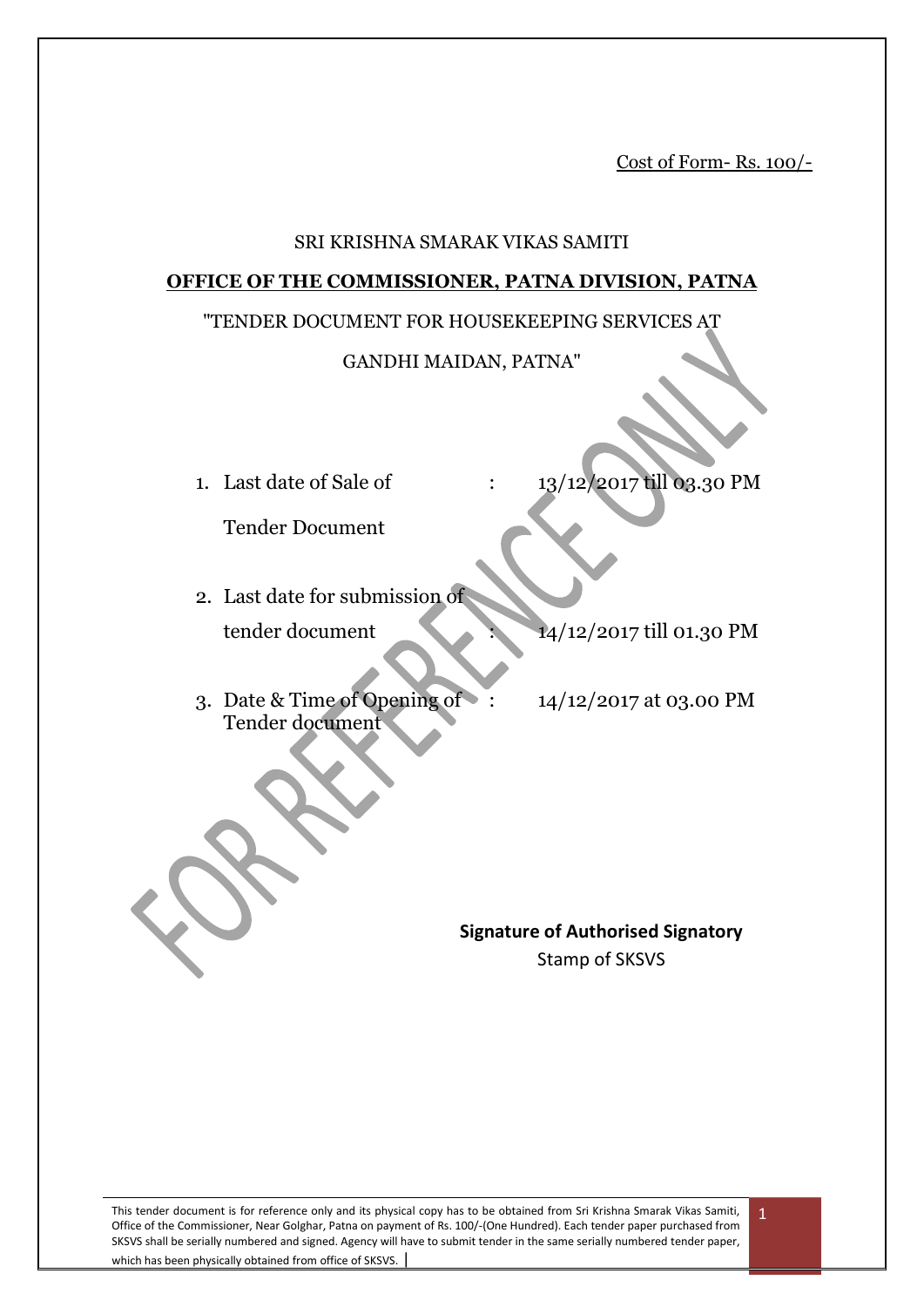Cost of Form- Rs. 100/-

SRI KRISHNA SMARAK VIKAS SAMITI

**OFFICE OF THE COMMISSIONER, PATNA DIVISION, PATNA**

"TENDER DOCUMENT FOR HOUSEKEEPING SERVICES AT GANDHI MAIDAN, PATNA"

1. Last date of Sale of Tender Document : 13/12/2017 till 03.30 PM
2. Last date for submission of tender document : 14/12/2017 till 01.30 PM
3. Date & Time of Opening of Tender document : 14/12/2017 at 03.00 PM

**Signature of Authorised Signatory**

Stamp of SKSVS

This tender document is for reference only and its physical copy has to be obtained from Sri Krishna Smarak Vikas Samiti, Office of the Commissioner, Near Golghar, Patna on payment of Rs. 100/-(One Hundred). Each tender paper purchased from SKSVS shall be serially numbered and signed. Agency will have to submit tender in the same serially numbered tender paper, which has been physically obtained from office of SKSVS.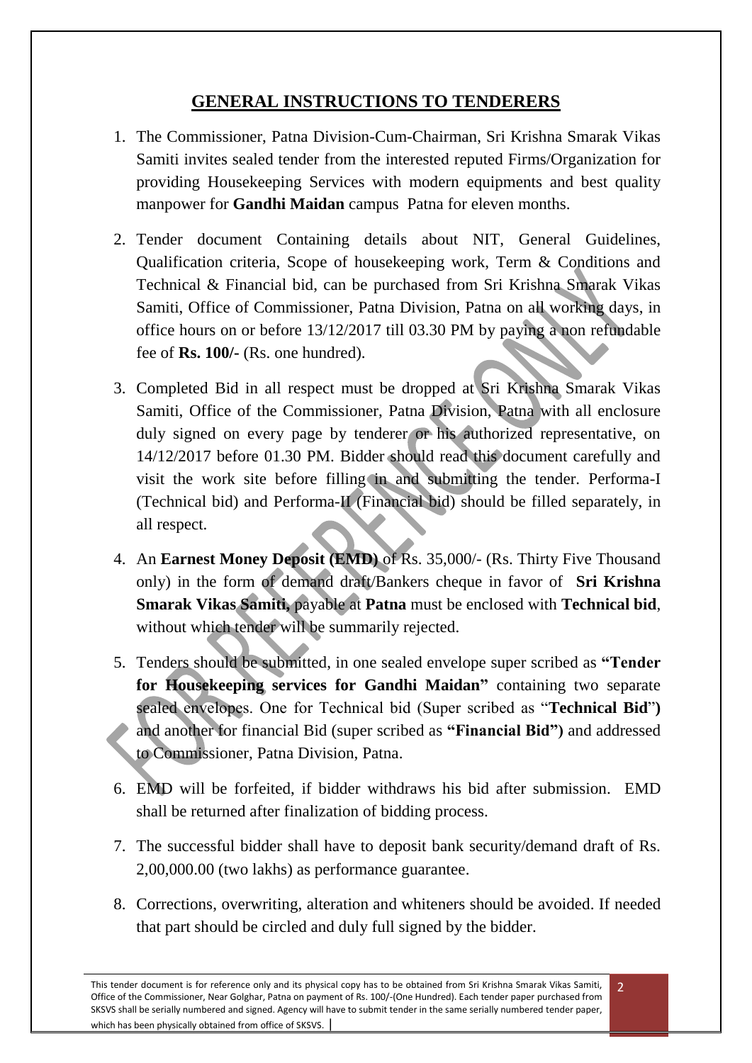## GENERAL INSTRUCTIONS TO TENDERERS

1. The Commissioner, Patna Division-Cum-Chairman, Sri Krishna Smarak Vikas Samiti invites sealed tender from the interested reputed Firms/Organization for providing Housekeeping Services with modern equipments and best quality manpower for **Gandhi Maidan** campus Patna for eleven months.
2. Tender document Containing details about NIT, General Guidelines, Qualification criteria, Scope of housekeeping work, Term & Conditions and Technical & Financial bid, can be purchased from Sri Krishna Smarak Vikas Samiti, Office of Commissioner, Patna Division, Patna on all working days, in office hours on or before 13/12/2017 till 03.30 PM by paying a non refundable fee of **Rs. 100/-** (Rs. one hundred).
3. Completed Bid in all respect must be dropped at Sri Krishna Smarak Vikas Samiti, Office of the Commissioner, Patna Division, Patna with all enclosure duly signed on every page by tenderer or his authorized representative, on 14/12/2017 before 01.30 PM. Bidder should read this document carefully and visit the work site before filling in and submitting the tender. Performa-I (Technical bid) and Performa-II (Financial bid) should be filled separately, in all respect.
4. An **Earnest Money Deposit (EMD)** of Rs. 35,000/- (Rs. Thirty Five Thousand only) in the form of demand draft/Bankers cheque in favor of **Sri Krishna Smarak Vikas Samiti,** payable at **Patna** must be enclosed with **Technical bid**, without which tender will be summarily rejected.
5. Tenders should be submitted, in one sealed envelope super scribed as **"Tender for Housekeeping services for Gandhi Maidan"** containing two separate sealed envelopes. One for Technical bid (Super scribed as "**Technical Bid**"**)** and another for financial Bid (super scribed as **"Financial Bid")** and addressed to Commissioner, Patna Division, Patna.
6. EMD will be forfeited, if bidder withdraws his bid after submission. EMD shall be returned after finalization of bidding process.
7. The successful bidder shall have to deposit bank security/demand draft of Rs. 2,00,000.00 (two lakhs) as performance guarantee.
8. Corrections, overwriting, alteration and whiteners should be avoided. If needed that part should be circled and duly full signed by the bidder.

This tender document is for reference only and its physical copy has to be obtained from Sri Krishna Smarak Vikas Samiti, Office of the Commissioner, Near Golghar, Patna on payment of Rs. 100/-(One Hundred). Each tender paper purchased from SKSVS shall be serially numbered and signed. Agency will have to submit tender in the same serially numbered tender paper, which has been physically obtained from office of SKSVS.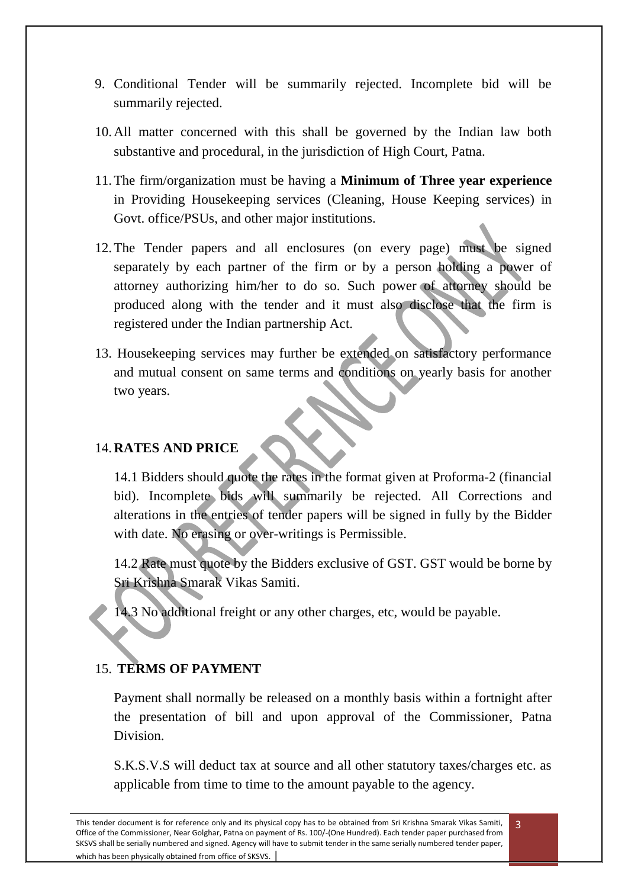9. Conditional Tender will be summarily rejected. Incomplete bid will be summarily rejected.

10. All matter concerned with this shall be governed by the Indian law both substantive and procedural, in the jurisdiction of High Court, Patna.

11. The firm/organization must be having a **Minimum of Three year experience** in Providing Housekeeping services (Cleaning, House Keeping services) in Govt. office/PSUs, and other major institutions.

12. The Tender papers and all enclosures (on every page) must be signed separately by each partner of the firm or by a person holding a power of attorney authorizing him/her to do so. Such power of attorney should be produced along with the tender and it must also disclose that the firm is registered under the Indian partnership Act.

13. Housekeeping services may further be extended on satisfactory performance and mutual consent on same terms and conditions on yearly basis for another two years.

14. **RATES AND PRICE**

    14.1 Bidders should quote the rates in the format given at Proforma-2 (financial bid). Incomplete bids will summarily be rejected. All Corrections and alterations in the entries of tender papers will be signed in fully by the Bidder with date. No erasing or over-writings is Permissible.

    14.2 Rate must quote by the Bidders exclusive of GST. GST would be borne by Sri Krishna Smarak Vikas Samiti.

    14.3 No additional freight or any other charges, etc, would be payable.

15. **TERMS OF PAYMENT**

    Payment shall normally be released on a monthly basis within a fortnight after the presentation of bill and upon approval of the Commissioner, Patna Division.

    S.K.S.V.S will deduct tax at source and all other statutory taxes/charges etc. as applicable from time to time to the amount payable to the agency.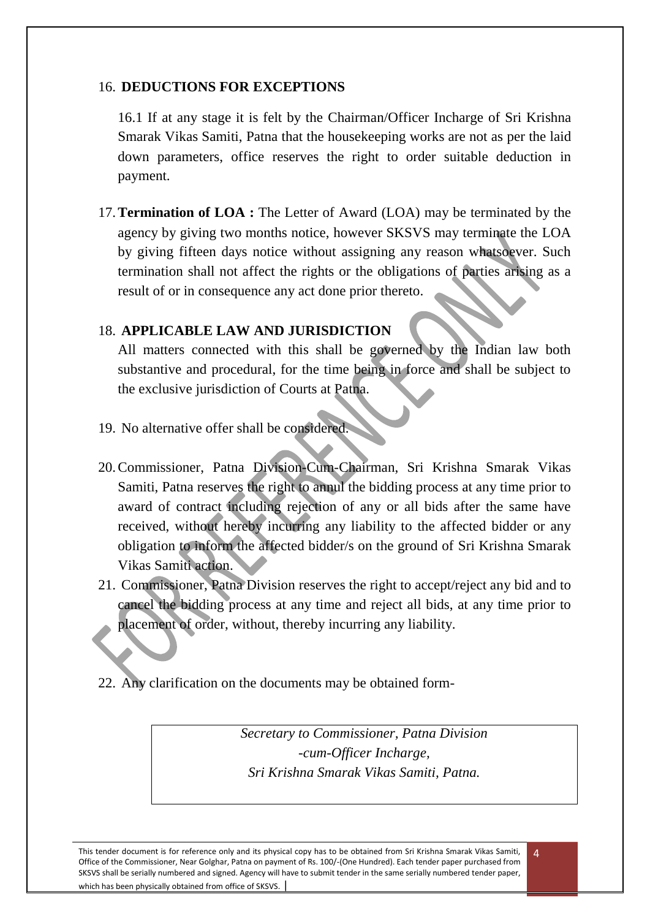16. **DEDUCTIONS FOR EXCEPTIONS**

    16.1 If at any stage it is felt by the Chairman/Officer Incharge of Sri Krishna Smarak Vikas Samiti, Patna that the housekeeping works are not as per the laid down parameters, office reserves the right to order suitable deduction in payment.

17. **Termination of LOA :** The Letter of Award (LOA) may be terminated by the agency by giving two months notice, however SKSVS may terminate the LOA by giving fifteen days notice without assigning any reason whatsoever. Such termination shall not affect the rights or the obligations of parties arising as a result of or in consequence any act done prior thereto.

18. **APPLICABLE LAW AND JURISDICTION**

    All matters connected with this shall be governed by the Indian law both substantive and procedural, for the time being in force and shall be subject to the exclusive jurisdiction of Courts at Patna.

19. No alternative offer shall be considered.

20. Commissioner, Patna Division-Cum-Chairman, Sri Krishna Smarak Vikas Samiti, Patna reserves the right to annul the bidding process at any time prior to award of contract including rejection of any or all bids after the same have received, without hereby incurring any liability to the affected bidder or any obligation to inform the affected bidder/s on the ground of Sri Krishna Smarak Vikas Samiti action.

21. Commissioner, Patna Division reserves the right to accept/reject any bid and to cancel the bidding process at any time and reject all bids, at any time prior to placement of order, without, thereby incurring any liability.

22. Any clarification on the documents may be obtained form-

| *Secretary to Commissioner, Patna Division* <br> *-cum-Officer Incharge,* <br> *Sri Krishna Smarak Vikas Samiti, Patna.* |
|---|

This tender document is for reference only and its physical copy has to be obtained from Sri Krishna Smarak Vikas Samiti, Office of the Commissioner, Near Golghar, Patna on payment of Rs. 100/-(One Hundred). Each tender paper purchased from SKSVS shall be serially numbered and signed. Agency will have to submit tender in the same serially numbered tender paper, which has been physically obtained from office of SKSVS.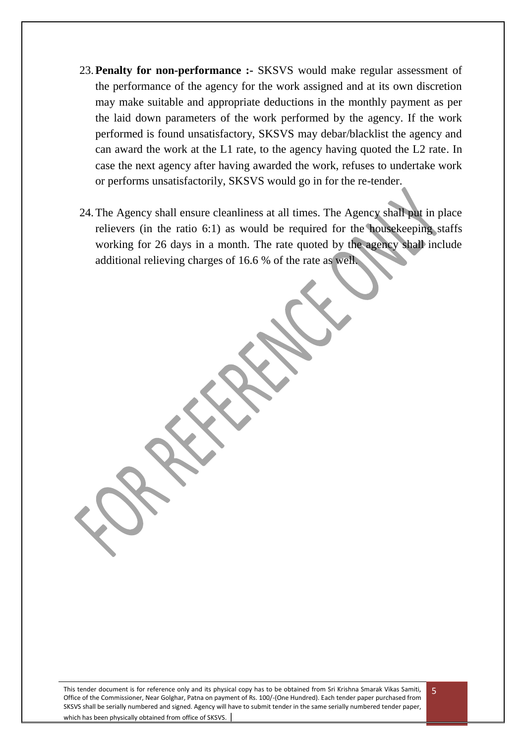23. **Penalty for non-performance :-** SKSVS would make regular assessment of the performance of the agency for the work assigned and at its own discretion may make suitable and appropriate deductions in the monthly payment as per the laid down parameters of the work performed by the agency. If the work performed is found unsatisfactory, SKSVS may debar/blacklist the agency and can award the work at the L1 rate, to the agency having quoted the L2 rate. In case the next agency after having awarded the work, refuses to undertake work or performs unsatisfactorily, SKSVS would go in for the re-tender.

24. The Agency shall ensure cleanliness at all times. The Agency shall put in place relievers (in the ratio 6:1) as would be required for the housekeeping staffs working for 26 days in a month. The rate quoted by the agency shall include additional relieving charges of 16.6 % of the rate as well.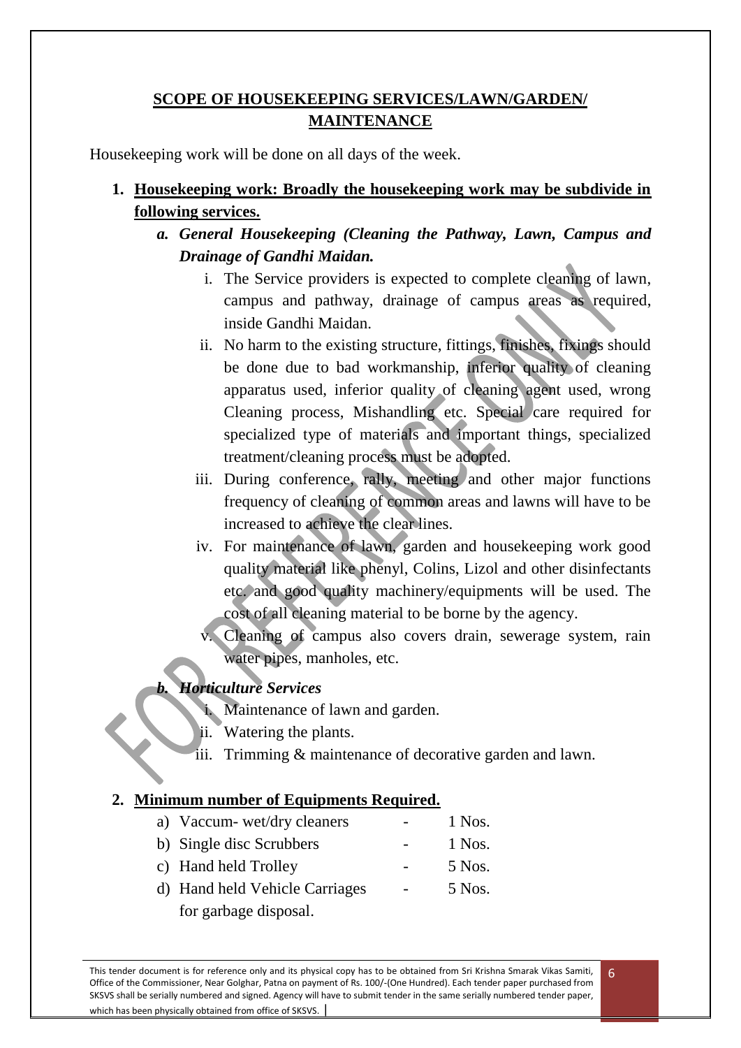## SCOPE OF HOUSEKEEPING SERVICES/LAWN/GARDEN/ MAINTENANCE

Housekeeping work will be done on all days of the week.

1. **Housekeeping work: Broadly the housekeeping work may be subdivide in following services.**

   a. ***General Housekeeping (Cleaning the Pathway, Lawn, Campus and Drainage of Gandhi Maidan.***

      i. The Service providers is expected to complete cleaning of lawn, campus and pathway, drainage of campus areas as required, inside Gandhi Maidan.

      ii. No harm to the existing structure, fittings, finishes, fixings should be done due to bad workmanship, inferior quality of cleaning apparatus used, inferior quality of cleaning agent used, wrong Cleaning process, Mishandling etc. Special care required for specialized type of materials and important things, specialized treatment/cleaning process must be adopted.

      iii. During conference, rally, meeting and other major functions frequency of cleaning of common areas and lawns will have to be increased to achieve the clear lines.

      iv. For maintenance of lawn, garden and housekeeping work good quality material like phenyl, Colins, Lizol and other disinfectants etc. and good quality machinery/equipments will be used. The cost of all cleaning material to be borne by the agency.

      v. Cleaning of campus also covers drain, sewerage system, rain water pipes, manholes, etc.

   b. ***Horticulture Services***

      i. Maintenance of lawn and garden.

      ii. Watering the plants.

      iii. Trimming & maintenance of decorative garden and lawn.

2. **Minimum number of Equipments Required.**

   a) Vaccum- wet/dry cleaners - 1 Nos.

   b) Single disc Scrubbers - 1 Nos.

   c) Hand held Trolley - 5 Nos.

   d) Hand held Vehicle Carriages for garbage disposal. - 5 Nos.

This tender document is for reference only and its physical copy has to be obtained from Sri Krishna Smarak Vikas Samiti, Office of the Commissioner, Near Golghar, Patna on payment of Rs. 100/-(One Hundred). Each tender paper purchased from SKSVS shall be serially numbered and signed. Agency will have to submit tender in the same serially numbered tender paper, which has been physically obtained from office of SKSVS.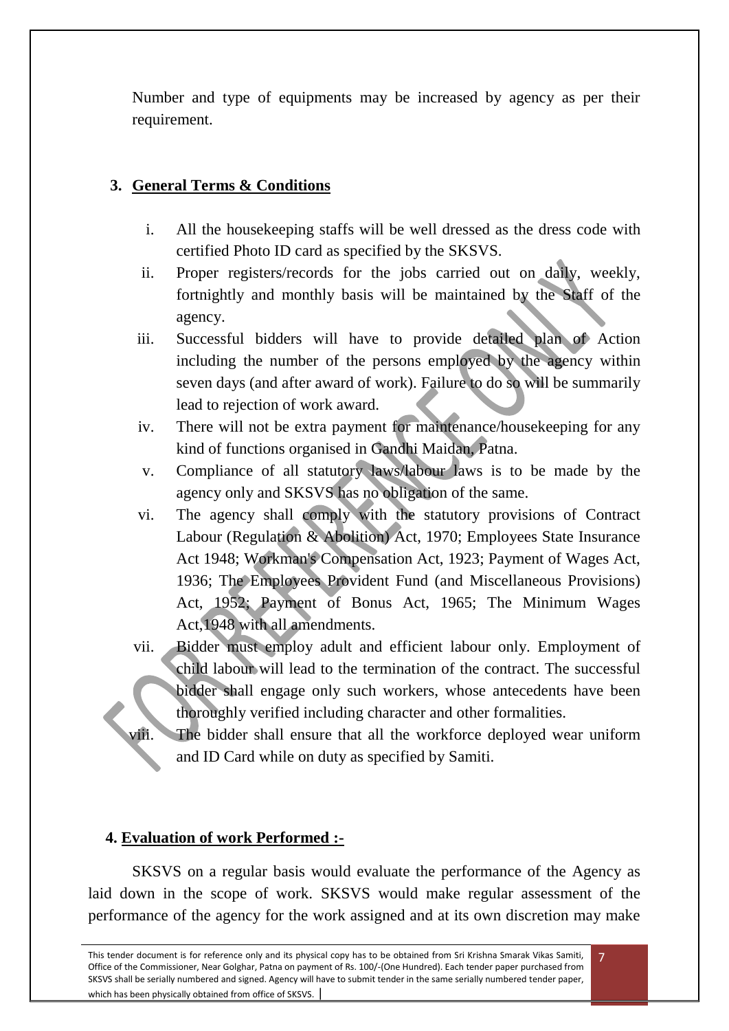Number and type of equipments may be increased by agency as per their requirement.

## 3. General Terms & Conditions

i. All the housekeeping staffs will be well dressed as the dress code with certified Photo ID card as specified by the SKSVS.

ii. Proper registers/records for the jobs carried out on daily, weekly, fortnightly and monthly basis will be maintained by the Staff of the agency.

iii. Successful bidders will have to provide detailed plan of Action including the number of the persons employed by the agency within seven days (and after award of work). Failure to do so will be summarily lead to rejection of work award.

iv. There will not be extra payment for maintenance/housekeeping for any kind of functions organised in Gandhi Maidan, Patna.

v. Compliance of all statutory laws/labour laws is to be made by the agency only and SKSVS has no obligation of the same.

vi. The agency shall comply with the statutory provisions of Contract Labour (Regulation & Abolition) Act, 1970; Employees State Insurance Act 1948; Workman's Compensation Act, 1923; Payment of Wages Act, 1936; The Employees Provident Fund (and Miscellaneous Provisions) Act, 1952; Payment of Bonus Act, 1965; The Minimum Wages Act,1948 with all amendments.

vii. Bidder must employ adult and efficient labour only. Employment of child labour will lead to the termination of the contract. The successful bidder shall engage only such workers, whose antecedents have been thoroughly verified including character and other formalities.

viii. The bidder shall ensure that all the workforce deployed wear uniform and ID Card while on duty as specified by Samiti.

## 4. Evaluation of work Performed :-

SKSVS on a regular basis would evaluate the performance of the Agency as laid down in the scope of work. SKSVS would make regular assessment of the performance of the agency for the work assigned and at its own discretion may make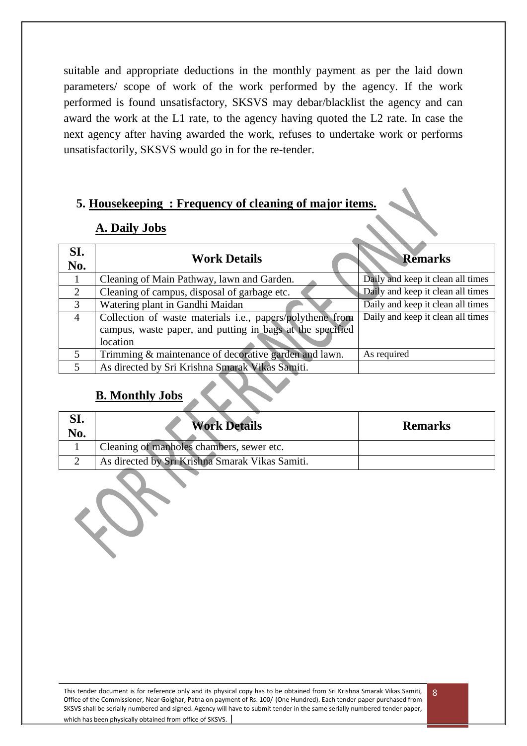suitable and appropriate deductions in the monthly payment as per the laid down parameters/ scope of work of the work performed by the agency. If the work performed is found unsatisfactory, SKSVS may debar/blacklist the agency and can award the work at the L1 rate, to the agency having quoted the L2 rate. In case the next agency after having awarded the work, refuses to undertake work or performs unsatisfactorily, SKSVS would go in for the re-tender.

## 5. Housekeeping : Frequency of cleaning of major items.

### A. Daily Jobs

| SI. No. | Work Details | Remarks |
|---|---|---|
| 1 | Cleaning of Main Pathway, lawn and Garden. | Daily and keep it clean all times |
| 2 | Cleaning of campus, disposal of garbage etc. | Daily and keep it clean all times |
| 3 | Watering plant in Gandhi Maidan | Daily and keep it clean all times |
| 4 | Collection of waste materials i.e., papers/polythene from campus, waste paper, and putting in bags at the specified location | Daily and keep it clean all times |
| 5 | Trimming & maintenance of decorative garden and lawn. | As required |
| 5 | As directed by Sri Krishna Smarak Vikas Samiti. | |

### B. Monthly Jobs

| SI. No. | Work Details | Remarks |
|---|---|---|
| 1 | Cleaning of manholes chambers, sewer etc. | |
| 2 | As directed by Sri Krishna Smarak Vikas Samiti. | |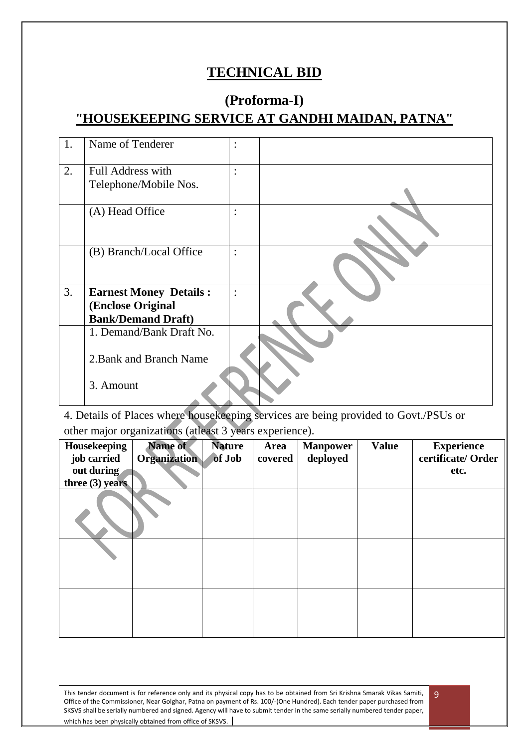# TECHNICAL BID

## (Proforma-I)

## "HOUSEKEEPING SERVICE AT GANDHI MAIDAN, PATNA"

| | | | |
|---|---|---|---|
| 1. | Name of Tenderer | : | |
| 2. | Full Address with Telephone/Mobile Nos. | : | |
| | (A) Head Office | : | |
| | (B) Branch/Local Office | : | |
| 3. | **Earnest Money Details : (Enclose Original Bank/Demand Draft)** | : | |
| | 1. Demand/Bank Draft No.<br><br>2.Bank and Branch Name<br><br>3. Amount | | |

4. Details of Places where housekeeping services are being provided to Govt./PSUs or other major organizations (atleast 3 years experience).

| Housekeeping job carried out during three (3) years | Name of Organization | Nature of Job | Area covered | Manpower deployed | Value | Experience certificate/ Order etc. |
|---|---|---|---|---|---|---|
| | | | | | | |
| | | | | | | |
| | | | | | | |

This tender document is for reference only and its physical copy has to be obtained from Sri Krishna Smarak Vikas Samiti, Office of the Commissioner, Near Golghar, Patna on payment of Rs. 100/-(One Hundred). Each tender paper purchased from SKSVS shall be serially numbered and signed. Agency will have to submit tender in the same serially numbered tender paper, which has been physically obtained from office of SKSVS.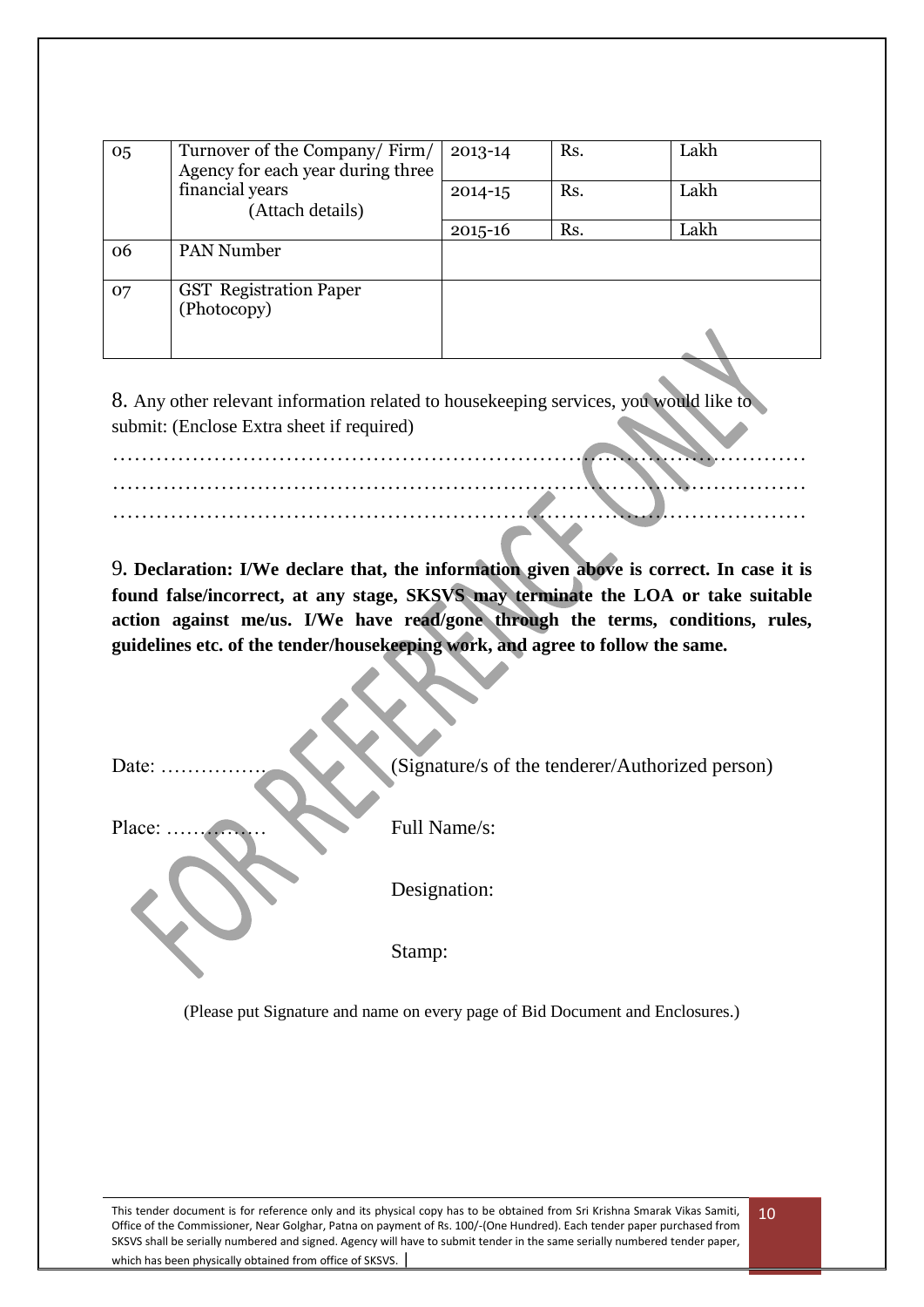| 05 | Turnover of the Company/ Firm/ Agency for each year during three financial years (Attach details) | 2013-14 | Rs. | Lakh |
|---|---|---|---|---|
| | | 2014-15 | Rs. | Lakh |
| | | 2015-16 | Rs. | Lakh |
| 06 | PAN Number | | | |
| 07 | GST Registration Paper (Photocopy) | | | |

8. Any other relevant information related to housekeeping services, you would like to submit: (Enclose Extra sheet if required)

……………………………………………………………………………………………
……………………………………………………………………………………………
……………………………………………………………………………………………

9. **Declaration: I/We declare that, the information given above is correct. In case it is found false/incorrect, at any stage, SKSVS may terminate the LOA or take suitable action against me/us. I/We have read/gone through the terms, conditions, rules, guidelines etc. of the tender/housekeeping work, and agree to follow the same.**

Date: ……………. (Signature/s of the tenderer/Authorized person)

Place: …………… Full Name/s:

Designation:

Stamp:

(Please put Signature and name on every page of Bid Document and Enclosures.)

This tender document is for reference only and its physical copy has to be obtained from Sri Krishna Smarak Vikas Samiti, Office of the Commissioner, Near Golghar, Patna on payment of Rs. 100/-(One Hundred). Each tender paper purchased from SKSVS shall be serially numbered and signed. Agency will have to submit tender in the same serially numbered tender paper, which has been physically obtained from office of SKSVS.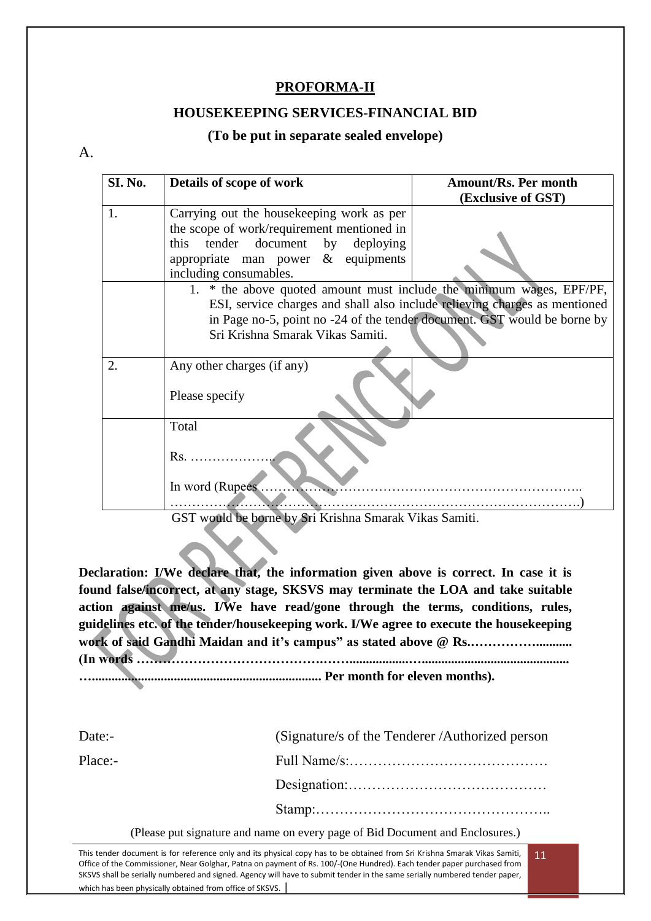## PROFORMA-II

### HOUSEKEEPING SERVICES-FINANCIAL BID

### (To be put in separate sealed envelope)

A.

| SI. No. | Details of scope of work | Amount/Rs. Per month (Exclusive of GST) |
|---|---|---|
| 1. | Carrying out the housekeeping work as per the scope of work/requirement mentioned in this tender document by deploying appropriate man power & equipments including consumables. | |
| | 1. * the above quoted amount must include the minimum wages, EPF/PF, ESI, service charges and shall also include relieving charges as mentioned in Page no-5, point no -24 of the tender document. GST would be borne by Sri Krishna Smarak Vikas Samiti. | |
| 2. | Any other charges (if any)<br><br>Please specify | |
| | Total<br><br>Rs. ………………..<br><br>In word (Rupees ………………………………………………………………….. ……………………………………………………………………………….) | |

GST would be borne by Sri Krishna Smarak Vikas Samiti.

**Declaration: I/We declare that, the information given above is correct. In case it is found false/incorrect, at any stage, SKSVS may terminate the LOA and take suitable action against me/us. I/We have read/gone through the terms, conditions, rules, guidelines etc. of the tender/housekeeping work. I/We agree to execute the housekeeping work of said Gandhi Maidan and it's campus" as stated above @ Rs.…………….......... (In words ……………………………………................…............................................ …..................................................................... Per month for eleven months).**

Date:- (Signature/s of the Tenderer /Authorized person

Place:- Full Name/s:……………………………………

Designation:……………………………………

Stamp:…………………………………………..

(Please put signature and name on every page of Bid Document and Enclosures.)

This tender document is for reference only and its physical copy has to be obtained from Sri Krishna Smarak Vikas Samiti, Office of the Commissioner, Near Golghar, Patna on payment of Rs. 100/-(One Hundred). Each tender paper purchased from SKSVS shall be serially numbered and signed. Agency will have to submit tender in the same serially numbered tender paper, which has been physically obtained from office of SKSVS.